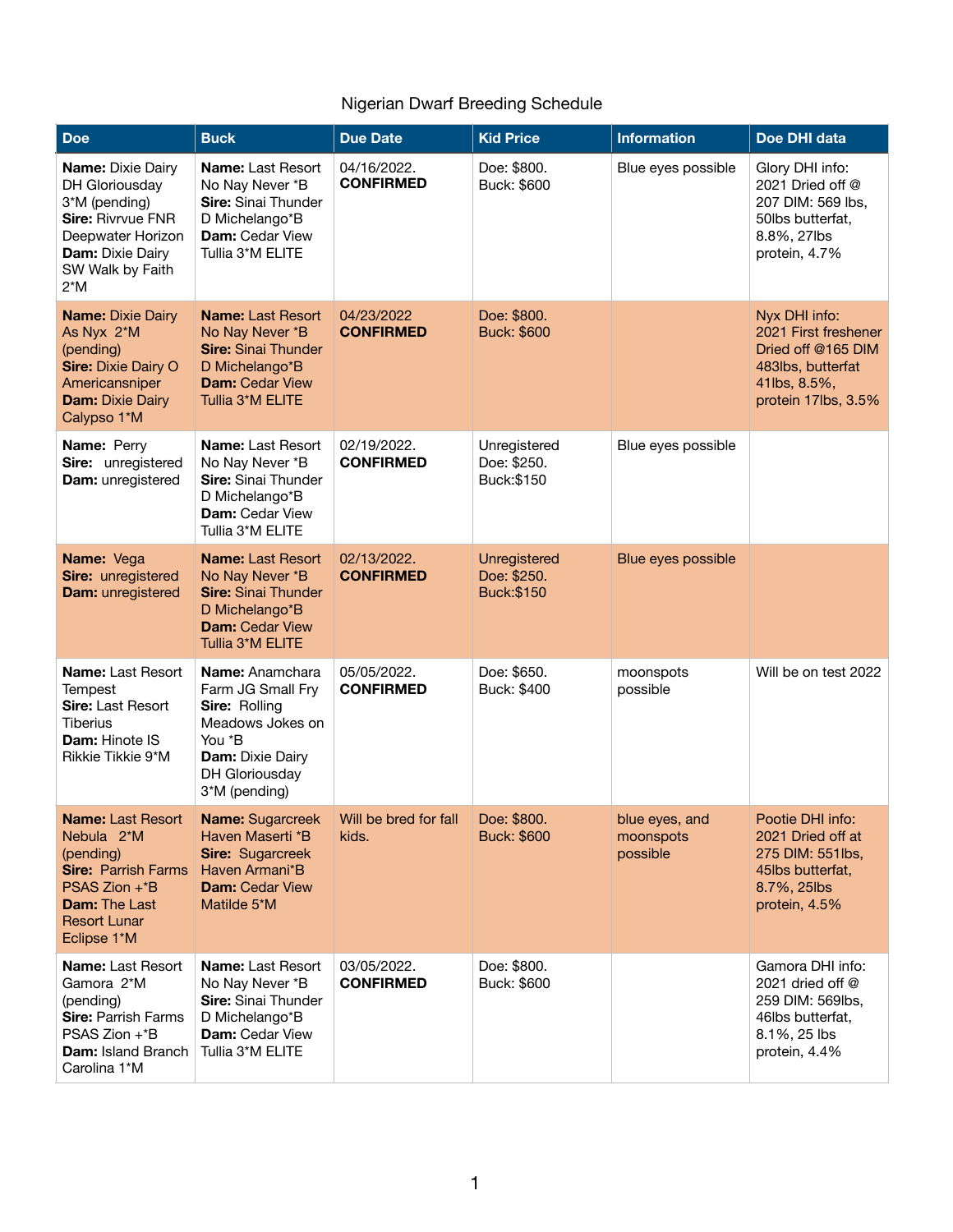# Nigerian Dwarf Breeding Schedule

| Doe | Buck | Due Date | Kid Price | Information | Doe DHI data |
|---|---|---|---|---|---|
| **Name:** Dixie Dairy DH Gloriousday 3*M (pending) **Sire:** Rivrvue FNR Deepwater Horizon **Dam:** Dixie Dairy SW Walk by Faith 2*M | **Name:** Last Resort No Nay Never *B **Sire:** Sinai Thunder D Michelango*B **Dam:** Cedar View Tullia 3*M ELITE | 04/16/2022. **CONFIRMED** | Doe: $800. Buck: $600 | Blue eyes possible | Glory DHI info: 2021 Dried off @ 207 DIM: 569 lbs, 50lbs butterfat, 8.8%, 27lbs protein, 4.7% |
| **Name:** Dixie Dairy As Nyx 2*M (pending) **Sire:** Dixie Dairy O Americansniper **Dam:** Dixie Dairy Calypso 1*M | **Name:** Last Resort No Nay Never *B **Sire:** Sinai Thunder D Michelango*B **Dam:** Cedar View Tullia 3*M ELITE | 04/23/2022 **CONFIRMED** | Doe: $800. Buck: $600 | | Nyx DHI info: 2021 First freshener Dried off @165 DIM 483lbs, butterfat 41lbs, 8.5%, protein 17lbs, 3.5% |
| **Name:** Perry **Sire:** unregistered **Dam:** unregistered | **Name:** Last Resort No Nay Never *B **Sire:** Sinai Thunder D Michelango*B **Dam:** Cedar View Tullia 3*M ELITE | 02/19/2022. **CONFIRMED** | Unregistered Doe: $250. Buck:$150 | Blue eyes possible | |
| **Name:** Vega **Sire:** unregistered **Dam:** unregistered | **Name:** Last Resort No Nay Never *B **Sire:** Sinai Thunder D Michelango*B **Dam:** Cedar View Tullia 3*M ELITE | 02/13/2022. **CONFIRMED** | Unregistered Doe: $250. Buck:$150 | Blue eyes possible | |
| **Name:** Last Resort Tempest **Sire:** Last Resort Tiberius **Dam:** Hinote IS Rikkie Tikkie 9*M | **Name:** Anamchara Farm JG Small Fry **Sire:** Rolling Meadows Jokes on You *B **Dam:** Dixie Dairy DH Gloriousday 3*M (pending) | 05/05/2022. **CONFIRMED** | Doe: $650. Buck: $400 | moonspots possible | Will be on test 2022 |
| **Name:** Last Resort Nebula 2*M (pending) **Sire:** Parrish Farms PSAS Zion +*B **Dam:** The Last Resort Lunar Eclipse 1*M | **Name:** Sugarcreek Haven Maserti *B **Sire:** Sugarcreek Haven Armani*B **Dam:** Cedar View Matilde 5*M | Will be bred for fall kids. | Doe: $800. Buck: $600 | blue eyes, and moonspots possible | Pootie DHI info: 2021 Dried off at 275 DIM: 551lbs, 45lbs butterfat, 8.7%, 25lbs protein, 4.5% |
| **Name:** Last Resort Gamora 2*M (pending) **Sire:** Parrish Farms PSAS Zion +*B **Dam:** Island Branch Carolina 1*M | **Name:** Last Resort No Nay Never *B **Sire:** Sinai Thunder D Michelango*B **Dam:** Cedar View Tullia 3*M ELITE | 03/05/2022. **CONFIRMED** | Doe: $800. Buck: $600 | | Gamora DHI info: 2021 dried off @ 259 DIM: 569lbs, 46lbs butterfat, 8.1%, 25 lbs protein, 4.4% |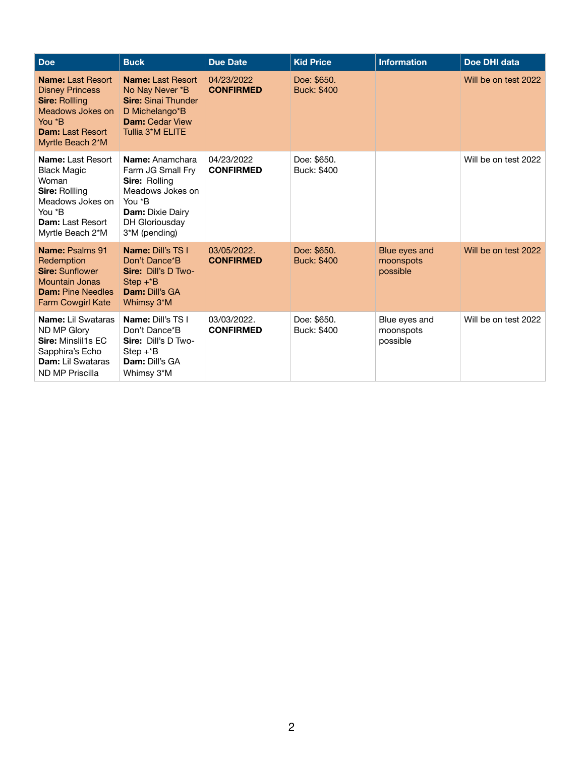| Doe | Buck | Due Date | Kid Price | Information | Doe DHI data |
|---|---|---|---|---|---|
| **Name:** Last Resort Disney Princess **Sire:** Rollling Meadows Jokes on You *B **Dam:** Last Resort Myrtle Beach 2*M | **Name:** Last Resort No Nay Never *B **Sire:** Sinai Thunder D Michelango*B **Dam:** Cedar View Tullia 3*M ELITE | 04/23/2022 **CONFIRMED** | Doe: $650. Buck: $400 | | Will be on test 2022 |
| **Name:** Last Resort Black Magic Woman **Sire:** Rollling Meadows Jokes on You *B **Dam:** Last Resort Myrtle Beach 2*M | **Name:** Anamchara Farm JG Small Fry **Sire:** Rolling Meadows Jokes on You *B **Dam:** Dixie Dairy DH Gloriousday 3*M (pending) | 04/23/2022 **CONFIRMED** | Doe: $650. Buck: $400 | | Will be on test 2022 |
| **Name:** Psalms 91 Redemption **Sire:** Sunflower Mountain Jonas **Dam:** Pine Needles Farm Cowgirl Kate | **Name:** Dill's TS I Don't Dance*B **Sire:** Dill's D Two-Step +*B **Dam:** Dill's GA Whimsy 3*M | 03/05/2022. **CONFIRMED** | Doe: $650. Buck: $400 | Blue eyes and moonspots possible | Will be on test 2022 |
| **Name:** Lil Swataras ND MP Glory **Sire:** Minslil1s EC Sapphira's Echo **Dam:** Lil Swataras ND MP Priscilla | **Name:** Dill's TS I Don't Dance*B **Sire:** Dill's D Two-Step +*B **Dam:** Dill's GA Whimsy 3*M | 03/03/2022. **CONFIRMED** | Doe: $650. Buck: $400 | Blue eyes and moonspots possible | Will be on test 2022 |